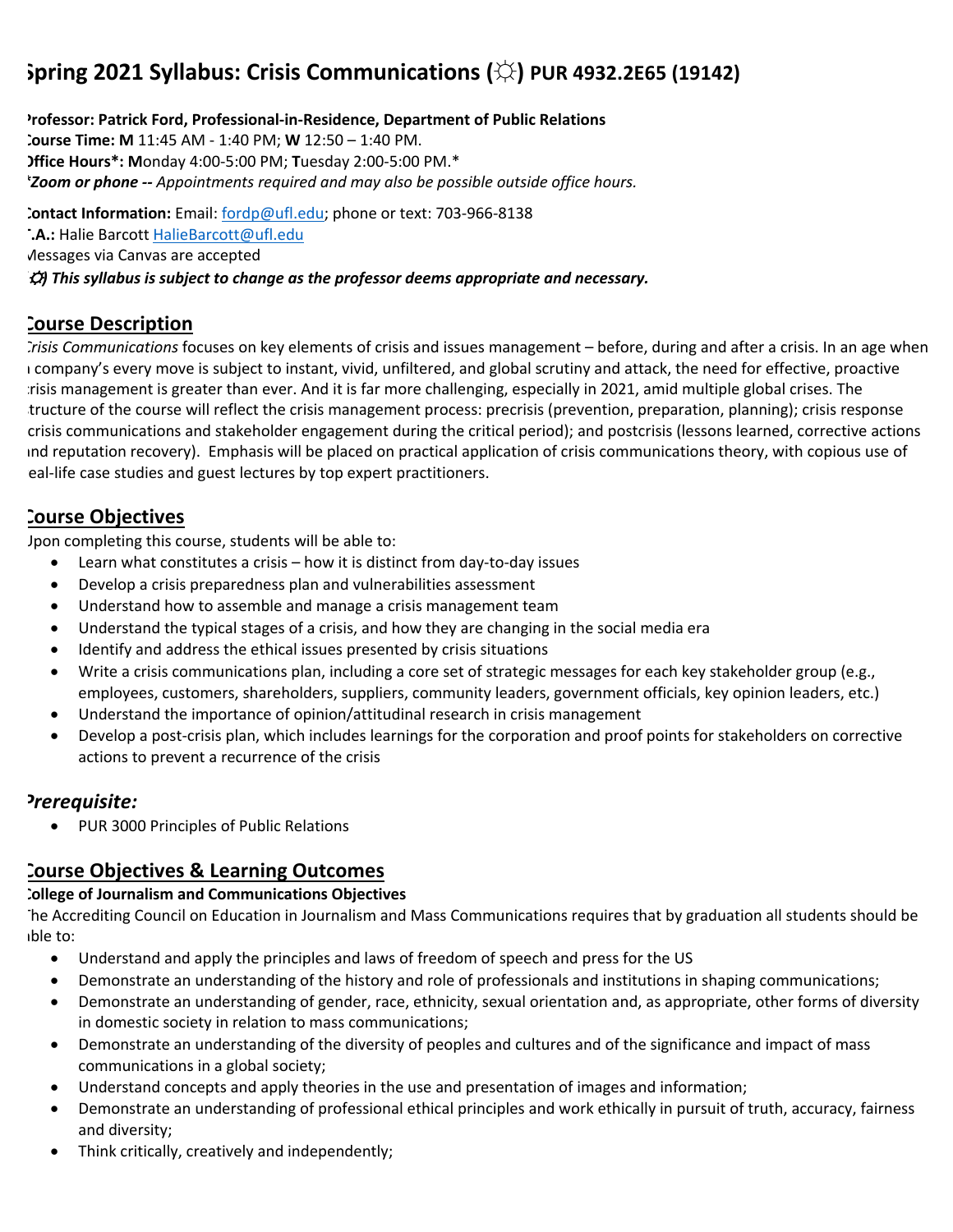# Spring 2021 Syllabus: Crisis Communications (☼) PUR 4932.2E65 (19142)

**Professor: Patrick Ford, Professional-in-Residence, Department of Public Relations**
**Course Time: M** 11:45 AM - 1:40 PM; **W** 12:50 – 1:40 PM.
**Office Hours*: M**onday 4:00-5:00 PM; **T**uesday 2:00-5:00 PM.*
****Zoom or phone --*** *Appointments required and may also be possible outside office hours.*

**Contact Information:** Email: fordp@ufl.edu; phone or text: 703-966-8138
**T.A.:** Halie Barcott HalieBarcott@ufl.edu
Messages via Canvas are accepted
***(☼) This syllabus is subject to change as the professor deems appropriate and necessary.***

## Course Description

*Crisis Communications* focuses on key elements of crisis and issues management – before, during and after a crisis. In an age when a company's every move is subject to instant, vivid, unfiltered, and global scrutiny and attack, the need for effective, proactive crisis management is greater than ever. And it is far more challenging, especially in 2021, amid multiple global crises. The structure of the course will reflect the crisis management process: precrisis (prevention, preparation, planning); crisis response (crisis communications and stakeholder engagement during the critical period); and postcrisis (lessons learned, corrective actions and reputation recovery). Emphasis will be placed on practical application of crisis communications theory, with copious use of real-life case studies and guest lectures by top expert practitioners.

## Course Objectives

Upon completing this course, students will be able to:

- Learn what constitutes a crisis – how it is distinct from day-to-day issues
- Develop a crisis preparedness plan and vulnerabilities assessment
- Understand how to assemble and manage a crisis management team
- Understand the typical stages of a crisis, and how they are changing in the social media era
- Identify and address the ethical issues presented by crisis situations
- Write a crisis communications plan, including a core set of strategic messages for each key stakeholder group (e.g., employees, customers, shareholders, suppliers, community leaders, government officials, key opinion leaders, etc.)
- Understand the importance of opinion/attitudinal research in crisis management
- Develop a post-crisis plan, which includes learnings for the corporation and proof points for stakeholders on corrective actions to prevent a recurrence of the crisis

## *Prerequisite:*

- PUR 3000 Principles of Public Relations

## Course Objectives & Learning Outcomes

**College of Journalism and Communications Objectives**

The Accrediting Council on Education in Journalism and Mass Communications requires that by graduation all students should be able to:

- Understand and apply the principles and laws of freedom of speech and press for the US
- Demonstrate an understanding of the history and role of professionals and institutions in shaping communications;
- Demonstrate an understanding of gender, race, ethnicity, sexual orientation and, as appropriate, other forms of diversity in domestic society in relation to mass communications;
- Demonstrate an understanding of the diversity of peoples and cultures and of the significance and impact of mass communications in a global society;
- Understand concepts and apply theories in the use and presentation of images and information;
- Demonstrate an understanding of professional ethical principles and work ethically in pursuit of truth, accuracy, fairness and diversity;
- Think critically, creatively and independently;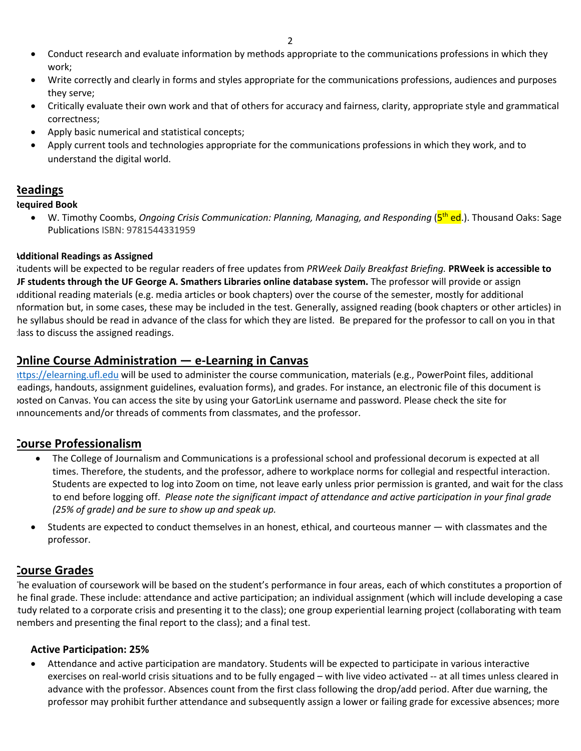- Conduct research and evaluate information by methods appropriate to the communications professions in which they work;
- Write correctly and clearly in forms and styles appropriate for the communications professions, audiences and purposes they serve;
- Critically evaluate their own work and that of others for accuracy and fairness, clarity, appropriate style and grammatical correctness;
- Apply basic numerical and statistical concepts;
- Apply current tools and technologies appropriate for the communications professions in which they work, and to understand the digital world.

## Readings

**Required Book**

- W. Timothy Coombs, *Ongoing Crisis Communication: Planning, Managing, and Responding* (5th ed.). Thousand Oaks: Sage Publications ISBN: 9781544331959

**Additional Readings as Assigned**

Students will be expected to be regular readers of free updates from *PRWeek Daily Breakfast Briefing.* **PRWeek is accessible to UF students through the UF George A. Smathers Libraries online database system.** The professor will provide or assign additional reading materials (e.g. media articles or book chapters) over the course of the semester, mostly for additional information but, in some cases, these may be included in the test. Generally, assigned reading (book chapters or other articles) in the syllabus should be read in advance of the class for which they are listed. Be prepared for the professor to call on you in that class to discuss the assigned readings.

## Online Course Administration — e-Learning in Canvas

https://elearning.ufl.edu will be used to administer the course communication, materials (e.g., PowerPoint files, additional readings, handouts, assignment guidelines, evaluation forms), and grades. For instance, an electronic file of this document is posted on Canvas. You can access the site by using your GatorLink username and password. Please check the site for announcements and/or threads of comments from classmates, and the professor.

## Course Professionalism

- The College of Journalism and Communications is a professional school and professional decorum is expected at all times. Therefore, the students, and the professor, adhere to workplace norms for collegial and respectful interaction. Students are expected to log into Zoom on time, not leave early unless prior permission is granted, and wait for the class to end before logging off. *Please note the significant impact of attendance and active participation in your final grade (25% of grade) and be sure to show up and speak up.*
- Students are expected to conduct themselves in an honest, ethical, and courteous manner — with classmates and the professor.

## Course Grades

The evaluation of coursework will be based on the student's performance in four areas, each of which constitutes a proportion of the final grade. These include: attendance and active participation; an individual assignment (which will include developing a case study related to a corporate crisis and presenting it to the class); one group experiential learning project (collaborating with team members and presenting the final report to the class); and a final test.

### Active Participation: 25%

- Attendance and active participation are mandatory. Students will be expected to participate in various interactive exercises on real-world crisis situations and to be fully engaged – with live video activated -- at all times unless cleared in advance with the professor. Absences count from the first class following the drop/add period. After due warning, the professor may prohibit further attendance and subsequently assign a lower or failing grade for excessive absences; more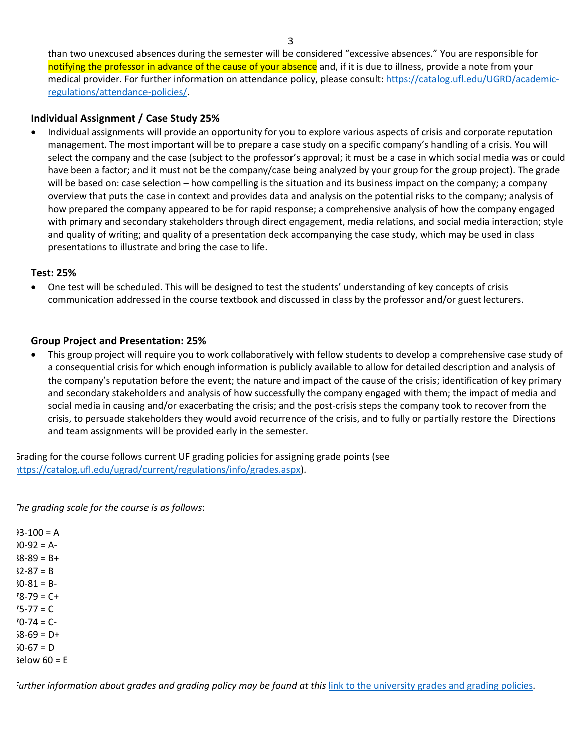than two unexcused absences during the semester will be considered "excessive absences." You are responsible for notifying the professor in advance of the cause of your absence and, if it is due to illness, provide a note from your medical provider. For further information on attendance policy, please consult: [https://catalog.ufl.edu/UGRD/academic-regulations/attendance-policies/](https://catalog.ufl.edu/UGRD/academic-regulations/attendance-policies/).

### Individual Assignment / Case Study 25%

- Individual assignments will provide an opportunity for you to explore various aspects of crisis and corporate reputation management. The most important will be to prepare a case study on a specific company's handling of a crisis. You will select the company and the case (subject to the professor's approval; it must be a case in which social media was or could have been a factor; and it must not be the company/case being analyzed by your group for the group project). The grade will be based on: case selection – how compelling is the situation and its business impact on the company; a company overview that puts the case in context and provides data and analysis on the potential risks to the company; analysis of how prepared the company appeared to be for rapid response; a comprehensive analysis of how the company engaged with primary and secondary stakeholders through direct engagement, media relations, and social media interaction; style and quality of writing; and quality of a presentation deck accompanying the case study, which may be used in class presentations to illustrate and bring the case to life.

### Test: 25%

- One test will be scheduled. This will be designed to test the students' understanding of key concepts of crisis communication addressed in the course textbook and discussed in class by the professor and/or guest lecturers.

### Group Project and Presentation: 25%

- This group project will require you to work collaboratively with fellow students to develop a comprehensive case study of a consequential crisis for which enough information is publicly available to allow for detailed description and analysis of the company's reputation before the event; the nature and impact of the cause of the crisis; identification of key primary and secondary stakeholders and analysis of how successfully the company engaged with them; the impact of media and social media in causing and/or exacerbating the crisis; and the post-crisis steps the company took to recover from the crisis, to persuade stakeholders they would avoid recurrence of the crisis, and to fully or partially restore the Directions and team assignments will be provided early in the semester.

Grading for the course follows current UF grading policies for assigning grade points (see [https://catalog.ufl.edu/ugrad/current/regulations/info/grades.aspx](https://catalog.ufl.edu/ugrad/current/regulations/info/grades.aspx)).

*The grading scale for the course is as follows*:

93-100 = A
90-92 = A-
88-89 = B+
82-87 = B
80-81 = B-
78-79 = C+
75-77 = C
70-74 = C-
68-69 = D+
60-67 = D
Below 60 = E

*Further information about grades and grading policy may be found at this* [link to the university grades and grading policies](https://catalog.ufl.edu/ugrad/current/regulations/info/grades.aspx).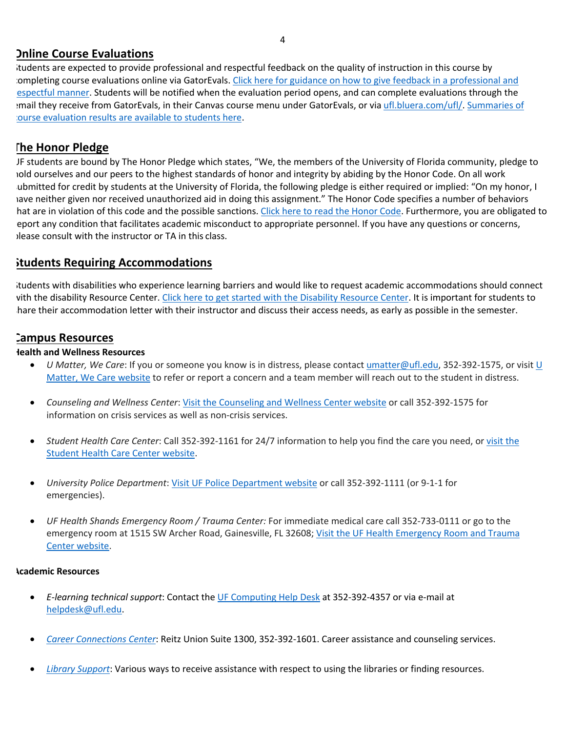## Online Course Evaluations

Students are expected to provide professional and respectful feedback on the quality of instruction in this course by completing course evaluations online via GatorEvals. Click here for guidance on how to give feedback in a professional and respectful manner. Students will be notified when the evaluation period opens, and can complete evaluations through the email they receive from GatorEvals, in their Canvas course menu under GatorEvals, or via ufl.bluera.com/ufl/. Summaries of course evaluation results are available to students here.

## The Honor Pledge

UF students are bound by The Honor Pledge which states, "We, the members of the University of Florida community, pledge to hold ourselves and our peers to the highest standards of honor and integrity by abiding by the Honor Code. On all work submitted for credit by students at the University of Florida, the following pledge is either required or implied: "On my honor, I have neither given nor received unauthorized aid in doing this assignment." The Honor Code specifies a number of behaviors that are in violation of this code and the possible sanctions. Click here to read the Honor Code. Furthermore, you are obligated to report any condition that facilitates academic misconduct to appropriate personnel. If you have any questions or concerns, please consult with the instructor or TA in this class.

## Students Requiring Accommodations

Students with disabilities who experience learning barriers and would like to request academic accommodations should connect with the disability Resource Center. Click here to get started with the Disability Resource Center. It is important for students to share their accommodation letter with their instructor and discuss their access needs, as early as possible in the semester.

## Campus Resources

**Health and Wellness Resources**

- *U Matter, We Care*: If you or someone you know is in distress, please contact umatter@ufl.edu, 352-392-1575, or visit U Matter, We Care website to refer or report a concern and a team member will reach out to the student in distress.

- *Counseling and Wellness Center*: Visit the Counseling and Wellness Center website or call 352-392-1575 for information on crisis services as well as non-crisis services.

- *Student Health Care Center*: Call 352-392-1161 for 24/7 information to help you find the care you need, or visit the Student Health Care Center website.

- *University Police Department*: Visit UF Police Department website or call 352-392-1111 (or 9-1-1 for emergencies).

- *UF Health Shands Emergency Room / Trauma Center:* For immediate medical care call 352-733-0111 or go to the emergency room at 1515 SW Archer Road, Gainesville, FL 32608; Visit the UF Health Emergency Room and Trauma Center website.

**Academic Resources**

- *E-learning technical support*: Contact the UF Computing Help Desk at 352-392-4357 or via e-mail at helpdesk@ufl.edu.

- *Career Connections Center*: Reitz Union Suite 1300, 352-392-1601. Career assistance and counseling services.

- *Library Support*: Various ways to receive assistance with respect to using the libraries or finding resources.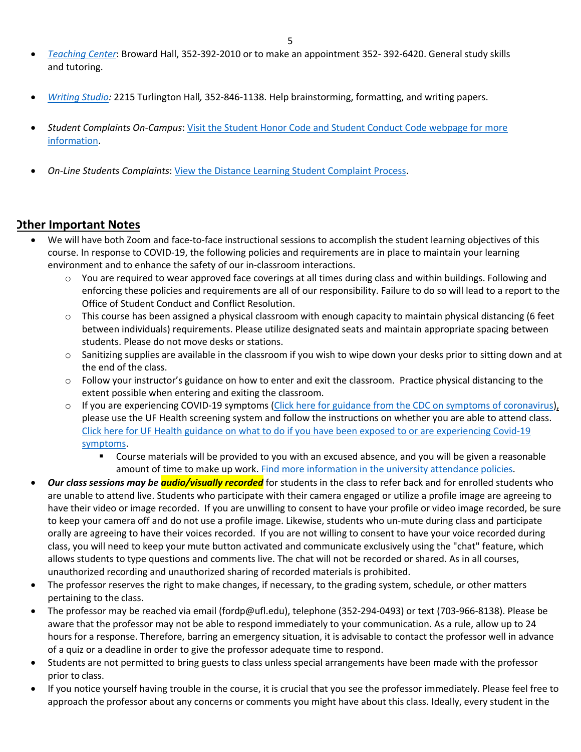- *Teaching Center*: Broward Hall, 352-392-2010 or to make an appointment 352- 392-6420. General study skills and tutoring.

- *Writing Studio:* 2215 Turlington Hall*,* 352-846-1138. Help brainstorming, formatting, and writing papers.

- *Student Complaints On-Campus*: Visit the Student Honor Code and Student Conduct Code webpage for more information.

- *On-Line Students Complaints*: View the Distance Learning Student Complaint Process.

## Other Important Notes

- We will have both Zoom and face-to-face instructional sessions to accomplish the student learning objectives of this course. In response to COVID-19, the following policies and requirements are in place to maintain your learning environment and to enhance the safety of our in-classroom interactions.
    - You are required to wear approved face coverings at all times during class and within buildings. Following and enforcing these policies and requirements are all of our responsibility. Failure to do so will lead to a report to the Office of Student Conduct and Conflict Resolution.
    - This course has been assigned a physical classroom with enough capacity to maintain physical distancing (6 feet between individuals) requirements. Please utilize designated seats and maintain appropriate spacing between students. Please do not move desks or stations.
    - Sanitizing supplies are available in the classroom if you wish to wipe down your desks prior to sitting down and at the end of the class.
    - Follow your instructor's guidance on how to enter and exit the classroom. Practice physical distancing to the extent possible when entering and exiting the classroom.
    - If you are experiencing COVID-19 symptoms (Click here for guidance from the CDC on symptoms of coronavirus), please use the UF Health screening system and follow the instructions on whether you are able to attend class. Click here for UF Health guidance on what to do if you have been exposed to or are experiencing Covid-19 symptoms.
        - Course materials will be provided to you with an excused absence, and you will be given a reasonable amount of time to make up work. Find more information in the university attendance policies.
- ***Our class sessions may be audio/visually recorded*** for students in the class to refer back and for enrolled students who are unable to attend live. Students who participate with their camera engaged or utilize a profile image are agreeing to have their video or image recorded. If you are unwilling to consent to have your profile or video image recorded, be sure to keep your camera off and do not use a profile image. Likewise, students who un-mute during class and participate orally are agreeing to have their voices recorded. If you are not willing to consent to have your voice recorded during class, you will need to keep your mute button activated and communicate exclusively using the "chat" feature, which allows students to type questions and comments live. The chat will not be recorded or shared. As in all courses, unauthorized recording and unauthorized sharing of recorded materials is prohibited.
- The professor reserves the right to make changes, if necessary, to the grading system, schedule, or other matters pertaining to the class.
- The professor may be reached via email (fordp@ufl.edu), telephone (352-294-0493) or text (703-966-8138). Please be aware that the professor may not be able to respond immediately to your communication. As a rule, allow up to 24 hours for a response. Therefore, barring an emergency situation, it is advisable to contact the professor well in advance of a quiz or a deadline in order to give the professor adequate time to respond.
- Students are not permitted to bring guests to class unless special arrangements have been made with the professor prior to class.
- If you notice yourself having trouble in the course, it is crucial that you see the professor immediately. Please feel free to approach the professor about any concerns or comments you might have about this class. Ideally, every student in the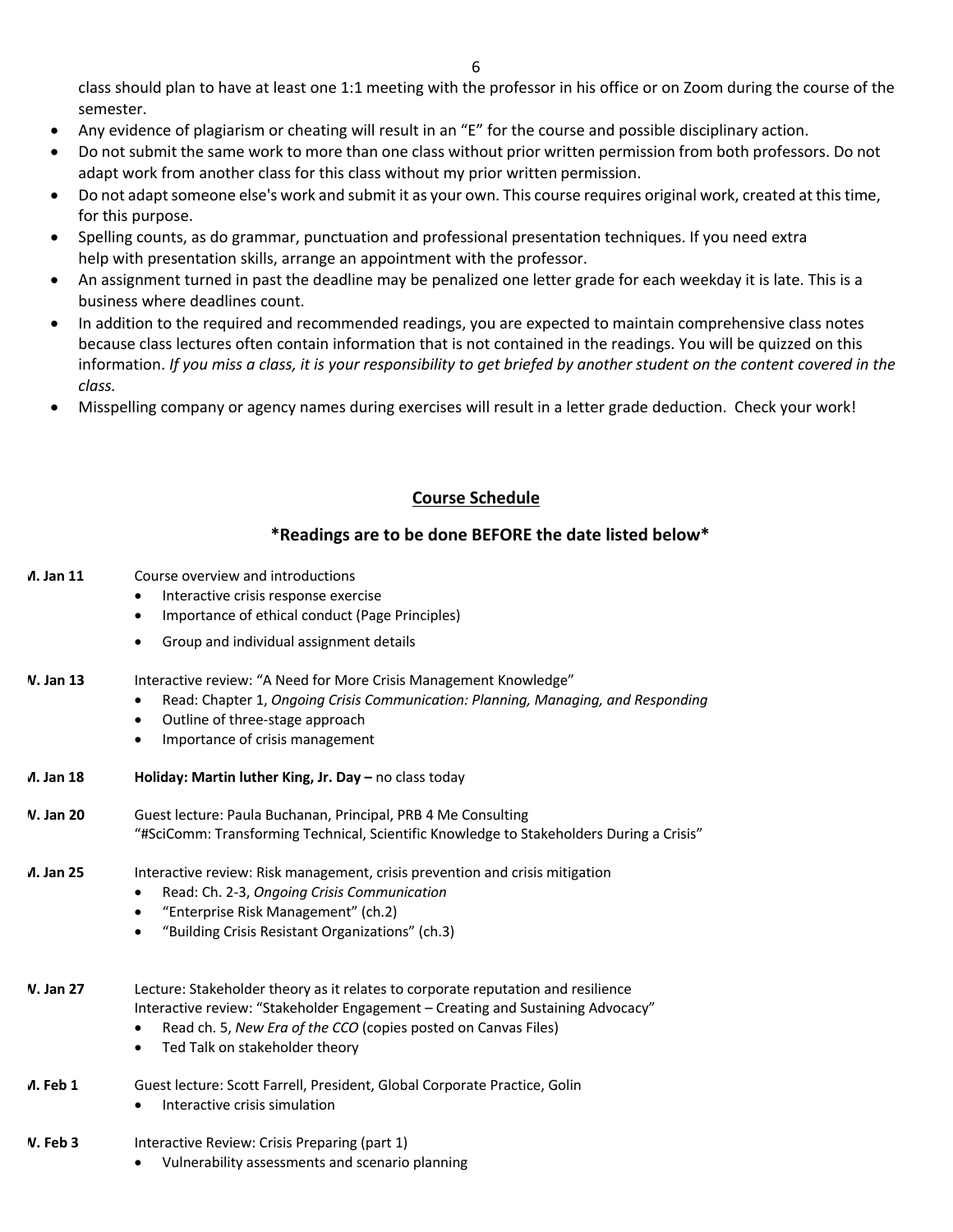class should plan to have at least one 1:1 meeting with the professor in his office or on Zoom during the course of the semester.

- Any evidence of plagiarism or cheating will result in an "E" for the course and possible disciplinary action.
- Do not submit the same work to more than one class without prior written permission from both professors. Do not adapt work from another class for this class without my prior written permission.
- Do not adapt someone else's work and submit it as your own. This course requires original work, created at this time, for this purpose.
- Spelling counts, as do grammar, punctuation and professional presentation techniques. If you need extra help with presentation skills, arrange an appointment with the professor.
- An assignment turned in past the deadline may be penalized one letter grade for each weekday it is late. This is a business where deadlines count.
- In addition to the required and recommended readings, you are expected to maintain comprehensive class notes because class lectures often contain information that is not contained in the readings. You will be quizzed on this information. *If you miss a class, it is your responsibility to get briefed by another student on the content covered in the class.*
- Misspelling company or agency names during exercises will result in a letter grade deduction. Check your work!

## Course Schedule

### *Readings are to be done BEFORE the date listed below*

**M. Jan 11** Course overview and introductions
- Interactive crisis response exercise
- Importance of ethical conduct (Page Principles)
- Group and individual assignment details

**W. Jan 13** Interactive review: "A Need for More Crisis Management Knowledge"
- Read: Chapter 1, *Ongoing Crisis Communication: Planning, Managing, and Responding*
- Outline of three-stage approach
- Importance of crisis management

**M. Jan 18** **Holiday: Martin luther King, Jr. Day –** no class today

**W. Jan 20** Guest lecture: Paula Buchanan, Principal, PRB 4 Me Consulting
"#SciComm: Transforming Technical, Scientific Knowledge to Stakeholders During a Crisis"

**M. Jan 25** Interactive review: Risk management, crisis prevention and crisis mitigation
- Read: Ch. 2-3, *Ongoing Crisis Communication*
- "Enterprise Risk Management" (ch.2)
- "Building Crisis Resistant Organizations" (ch.3)

**W. Jan 27** Lecture: Stakeholder theory as it relates to corporate reputation and resilience
Interactive review: "Stakeholder Engagement – Creating and Sustaining Advocacy"
- Read ch. 5, *New Era of the CCO* (copies posted on Canvas Files)
- Ted Talk on stakeholder theory

**M. Feb 1** Guest lecture: Scott Farrell, President, Global Corporate Practice, Golin
- Interactive crisis simulation

**W. Feb 3** Interactive Review: Crisis Preparing (part 1)
- Vulnerability assessments and scenario planning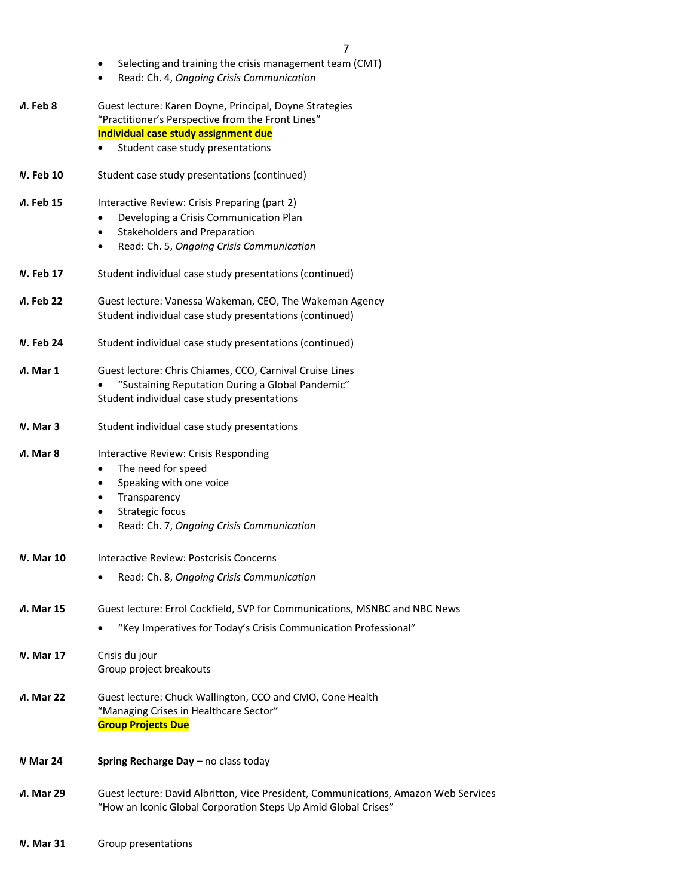- Selecting and training the crisis management team (CMT)
- Read: Ch. 4, *Ongoing Crisis Communication*

**M. Feb 8** Guest lecture: Karen Doyne, Principal, Doyne Strategies
"Practitioner's Perspective from the Front Lines"
**Individual case study assignment due**
- Student case study presentations

**W. Feb 10** Student case study presentations (continued)

**M. Feb 15** Interactive Review: Crisis Preparing (part 2)
- Developing a Crisis Communication Plan
- Stakeholders and Preparation
- Read: Ch. 5, *Ongoing Crisis Communication*

**W. Feb 17** Student individual case study presentations (continued)

**M. Feb 22** Guest lecture: Vanessa Wakeman, CEO, The Wakeman Agency
Student individual case study presentations (continued)

**W. Feb 24** Student individual case study presentations (continued)

**M. Mar 1** Guest lecture: Chris Chiames, CCO, Carnival Cruise Lines
- "Sustaining Reputation During a Global Pandemic"

Student individual case study presentations

**W. Mar 3** Student individual case study presentations

**M. Mar 8** Interactive Review: Crisis Responding
- The need for speed
- Speaking with one voice
- Transparency
- Strategic focus
- Read: Ch. 7, *Ongoing Crisis Communication*

**W. Mar 10** Interactive Review: Postcrisis Concerns
- Read: Ch. 8, *Ongoing Crisis Communication*

**M. Mar 15** Guest lecture: Errol Cockfield, SVP for Communications, MSNBC and NBC News
- "Key Imperatives for Today's Crisis Communication Professional"

**W. Mar 17** Crisis du jour
Group project breakouts

**M. Mar 22** Guest lecture: Chuck Wallington, CCO and CMO, Cone Health
"Managing Crises in Healthcare Sector"
**Group Projects Due**

**W Mar 24** **Spring Recharge Day –** no class today

**M. Mar 29** Guest lecture: David Albritton, Vice President, Communications, Amazon Web Services
"How an Iconic Global Corporation Steps Up Amid Global Crises"

**W. Mar 31** Group presentations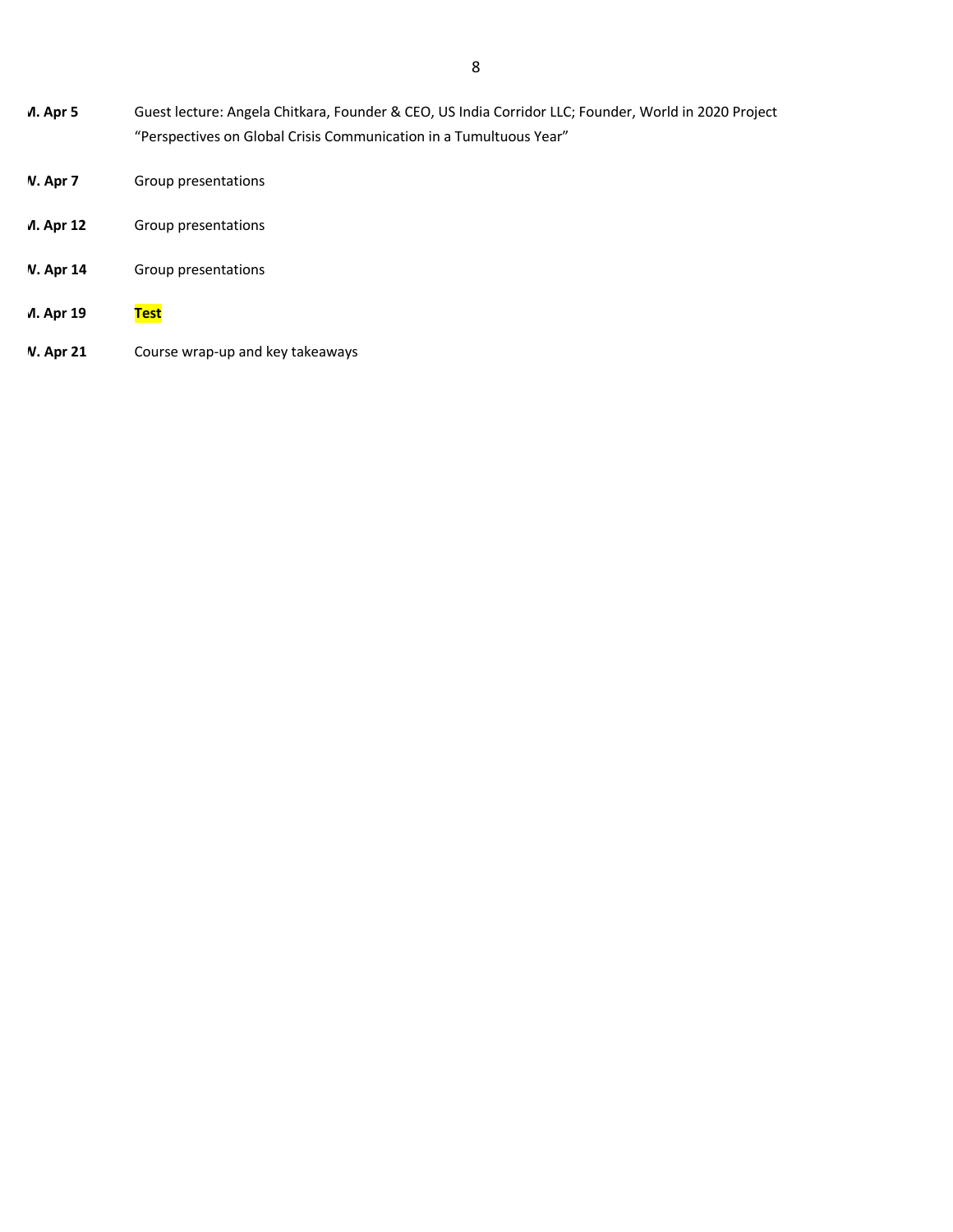| | |
|---|---|
| **M. Apr 5** | Guest lecture: Angela Chitkara, Founder & CEO, US India Corridor LLC; Founder, World in 2020 Project "Perspectives on Global Crisis Communication in a Tumultuous Year" |
| **W. Apr 7** | Group presentations |
| **M. Apr 12** | Group presentations |
| **W. Apr 14** | Group presentations |
| **M. Apr 19** | **Test** |
| **W. Apr 21** | Course wrap-up and key takeaways |